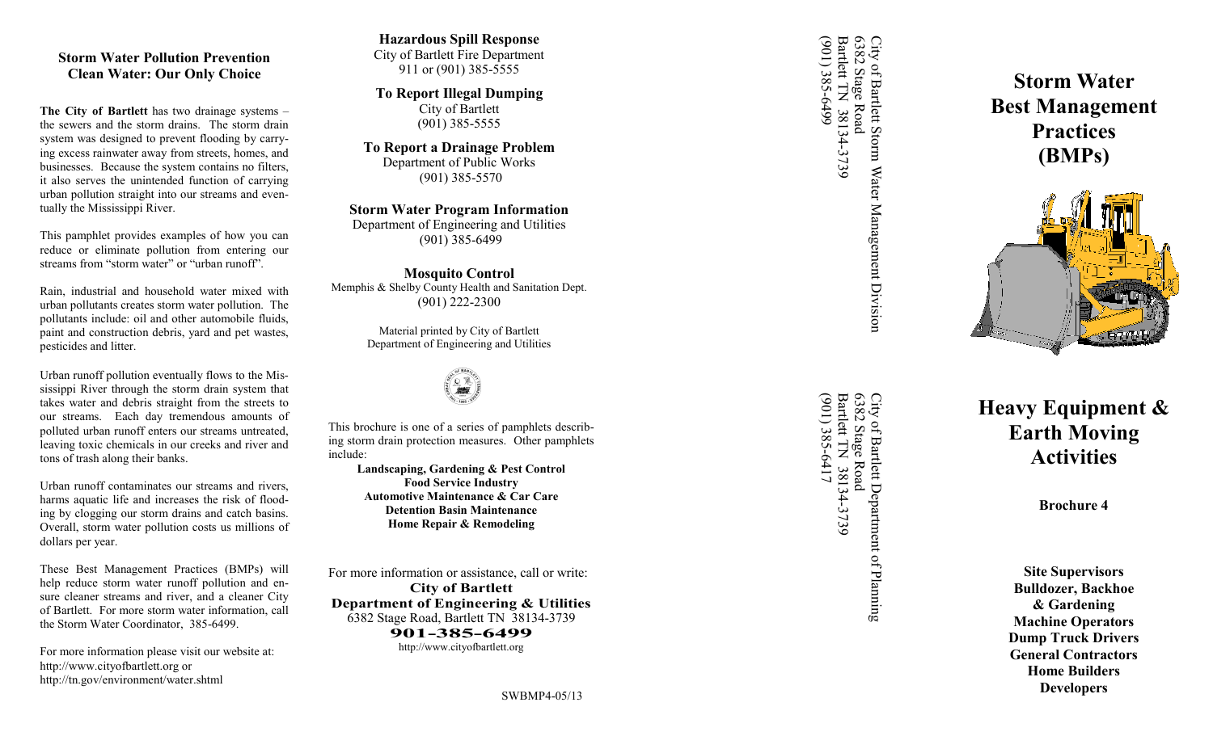## Storm Water Pollution Prevention
## Clean Water: Our Only Choice

**The City of Bartlett** has two drainage systems – the sewers and the storm drains. The storm drain system was designed to prevent flooding by carrying excess rainwater away from streets, homes, and businesses. Because the system contains no filters, it also serves the unintended function of carrying urban pollution straight into our streams and eventually the Mississippi River.

This pamphlet provides examples of how you can reduce or eliminate pollution from entering our streams from "storm water" or "urban runoff".

Rain, industrial and household water mixed with urban pollutants creates storm water pollution. The pollutants include: oil and other automobile fluids, paint and construction debris, yard and pet wastes, pesticides and litter.

Urban runoff pollution eventually flows to the Mississippi River through the storm drain system that takes water and debris straight from the streets to our streams. Each day tremendous amounts of polluted urban runoff enters our streams untreated, leaving toxic chemicals in our creeks and river and tons of trash along their banks.

Urban runoff contaminates our streams and rivers, harms aquatic life and increases the risk of flooding by clogging our storm drains and catch basins. Overall, storm water pollution costs us millions of dollars per year.

These Best Management Practices (BMPs) will help reduce storm water runoff pollution and ensure cleaner streams and river, and a cleaner City of Bartlett. For more storm water information, call the Storm Water Coordinator, 385-6499.

For more information please visit our website at:
http://www.cityofbartlett.org or
http://tn.gov/environment/water.shtml

**Hazardous Spill Response**
City of Bartlett Fire Department
911 or (901) 385-5555

**To Report Illegal Dumping**
City of Bartlett
(901) 385-5555

**To Report a Drainage Problem**
Department of Public Works
(901) 385-5570

**Storm Water Program Information**
Department of Engineering and Utilities
(901) 385-6499

**Mosquito Control**
Memphis & Shelby County Health and Sanitation Dept.
(901) 222-2300

Material printed by City of Bartlett
Department of Engineering and Utilities

This brochure is one of a series of pamphlets describing storm drain protection measures. Other pamphlets include:

**Landscaping, Gardening & Pest Control**
**Food Service Industry**
**Automotive Maintenance & Car Care**
**Detention Basin Maintenance**
**Home Repair & Remodeling**

For more information or assistance, call or write:
**City of Bartlett**
**Department of Engineering & Utilities**
6382 Stage Road, Bartlett TN 38134-3739
**901-385-6499**
http://www.cityofbartlett.org

SWBMP4-05/13

City of Bartlett Storm Water Management Division
6382 Stage Road
Bartlett TN 38134-3739
(901) 385-6499

City of Bartlett Department of Planning
6382 Stage Road
Bartlett TN 38134-3739
(901) 385-6417

# Storm Water Best Management Practices (BMPs)

# Heavy Equipment & Earth Moving Activities

**Brochure 4**

**Site Supervisors**
**Bulldozer, Backhoe & Gardening**
**Machine Operators**
**Dump Truck Drivers**
**General Contractors**
**Home Builders**
**Developers**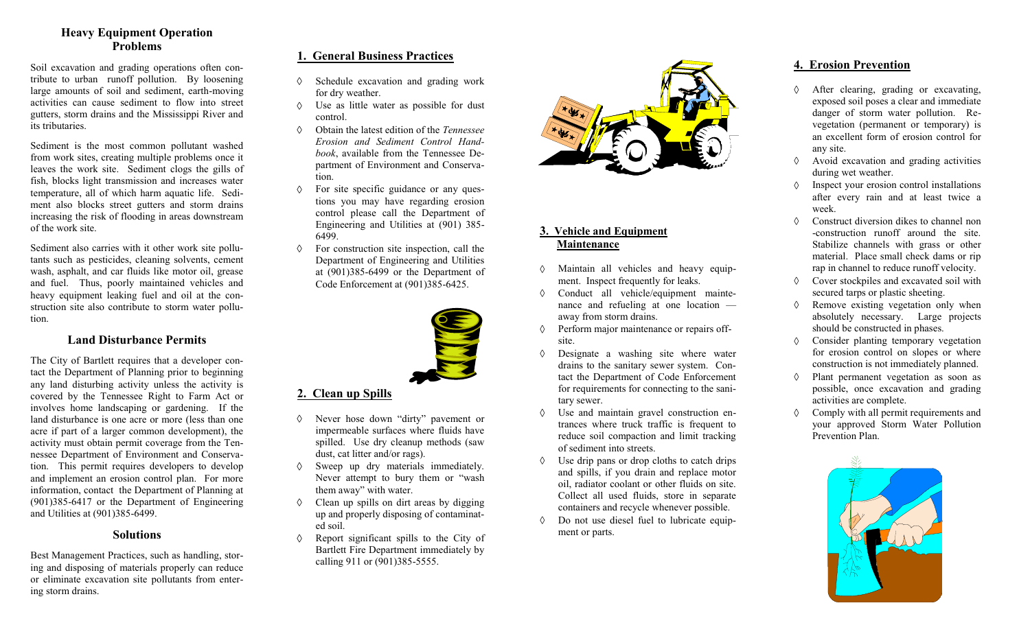## Heavy Equipment Operation Problems

Soil excavation and grading operations often contribute to urban runoff pollution. By loosening large amounts of soil and sediment, earth-moving activities can cause sediment to flow into street gutters, storm drains and the Mississippi River and its tributaries.

Sediment is the most common pollutant washed from work sites, creating multiple problems once it leaves the work site. Sediment clogs the gills of fish, blocks light transmission and increases water temperature, all of which harm aquatic life. Sediment also blocks street gutters and storm drains increasing the risk of flooding in areas downstream of the work site.

Sediment also carries with it other work site pollutants such as pesticides, cleaning solvents, cement wash, asphalt, and car fluids like motor oil, grease and fuel. Thus, poorly maintained vehicles and heavy equipment leaking fuel and oil at the construction site also contribute to storm water pollution.

## Land Disturbance Permits

The City of Bartlett requires that a developer contact the Department of Planning prior to beginning any land disturbing activity unless the activity is covered by the Tennessee Right to Farm Act or involves home landscaping or gardening. If the land disturbance is one acre or more (less than one acre if part of a larger common development), the activity must obtain permit coverage from the Tennessee Department of Environment and Conservation. This permit requires developers to develop and implement an erosion control plan. For more information, contact the Department of Planning at (901)385-6417 or the Department of Engineering and Utilities at (901)385-6499.

## Solutions

Best Management Practices, such as handling, storing and disposing of materials properly can reduce or eliminate excavation site pollutants from entering storm drains.

## 1. General Business Practices

- Schedule excavation and grading work for dry weather.
- Use as little water as possible for dust control.
- Obtain the latest edition of the *Tennessee Erosion and Sediment Control Handbook*, available from the Tennessee Department of Environment and Conservation.
- For site specific guidance or any questions you may have regarding erosion control please call the Department of Engineering and Utilities at (901) 385-6499.
- For construction site inspection, call the Department of Engineering and Utilities at (901)385-6499 or the Department of Code Enforcement at (901)385-6425.

## 2. Clean up Spills

- Never hose down "dirty" pavement or impermeable surfaces where fluids have spilled. Use dry cleanup methods (saw dust, cat litter and/or rags).
- Sweep up dry materials immediately. Never attempt to bury them or "wash them away" with water.
- Clean up spills on dirt areas by digging up and properly disposing of contaminated soil.
- Report significant spills to the City of Bartlett Fire Department immediately by calling 911 or (901)385-5555.

## 3. Vehicle and Equipment Maintenance

- Maintain all vehicles and heavy equipment. Inspect frequently for leaks.
- Conduct all vehicle/equipment maintenance and refueling at one location — away from storm drains.
- Perform major maintenance or repairs off-site.
- Designate a washing site where water drains to the sanitary sewer system. Contact the Department of Code Enforcement for requirements for connecting to the sanitary sewer.
- Use and maintain gravel construction entrances where truck traffic is frequent to reduce soil compaction and limit tracking of sediment into streets.
- Use drip pans or drop cloths to catch drips and spills, if you drain and replace motor oil, radiator coolant or other fluids on site. Collect all used fluids, store in separate containers and recycle whenever possible.
- Do not use diesel fuel to lubricate equipment or parts.

## 4. Erosion Prevention

- After clearing, grading or excavating, exposed soil poses a clear and immediate danger of storm water pollution. Re-vegetation (permanent or temporary) is an excellent form of erosion control for any site.
- Avoid excavation and grading activities during wet weather.
- Inspect your erosion control installations after every rain and at least twice a week.
- Construct diversion dikes to channel non-construction runoff around the site. Stabilize channels with grass or other material. Place small check dams or rip rap in channel to reduce runoff velocity.
- Cover stockpiles and excavated soil with secured tarps or plastic sheeting.
- Remove existing vegetation only when absolutely necessary. Large projects should be constructed in phases.
- Consider planting temporary vegetation for erosion control on slopes or where construction is not immediately planned.
- Plant permanent vegetation as soon as possible, once excavation and grading activities are complete.
- Comply with all permit requirements and your approved Storm Water Pollution Prevention Plan.